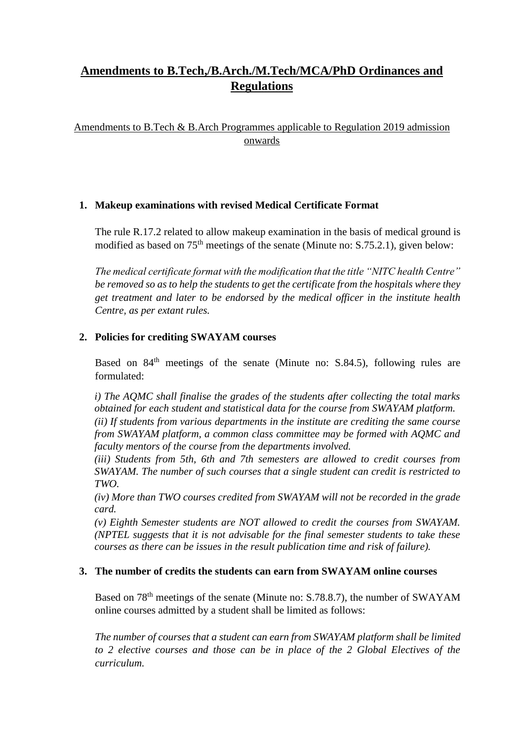# Amendments to B.Tech,/B.Arch./M.Tech/MCA/PhD Ordinances and Regulations

Amendments to B.Tech & B.Arch Programmes applicable to Regulation 2019 admission onwards

1. **Makeup examinations with revised Medical Certificate Format**

   The rule R.17.2 related to allow makeup examination in the basis of medical ground is modified as based on 75th meetings of the senate (Minute no: S.75.2.1), given below:

   *The medical certificate format with the modification that the title "NITC health Centre" be removed so as to help the students to get the certificate from the hospitals where they get treatment and later to be endorsed by the medical officer in the institute health Centre, as per extant rules.*

2. **Policies for crediting SWAYAM courses**

   Based on 84th meetings of the senate (Minute no: S.84.5), following rules are formulated:

   *i) The AQMC shall finalise the grades of the students after collecting the total marks obtained for each student and statistical data for the course from SWAYAM platform.*
   *(ii) If students from various departments in the institute are crediting the same course from SWAYAM platform, a common class committee may be formed with AQMC and faculty mentors of the course from the departments involved.*
   *(iii) Students from 5th, 6th and 7th semesters are allowed to credit courses from SWAYAM. The number of such courses that a single student can credit is restricted to TWO.*
   *(iv) More than TWO courses credited from SWAYAM will not be recorded in the grade card.*
   *(v) Eighth Semester students are NOT allowed to credit the courses from SWAYAM. (NPTEL suggests that it is not advisable for the final semester students to take these courses as there can be issues in the result publication time and risk of failure).*

3. **The number of credits the students can earn from SWAYAM online courses**

   Based on 78th meetings of the senate (Minute no: S.78.8.7), the number of SWAYAM online courses admitted by a student shall be limited as follows:

   *The number of courses that a student can earn from SWAYAM platform shall be limited to 2 elective courses and those can be in place of the 2 Global Electives of the curriculum.*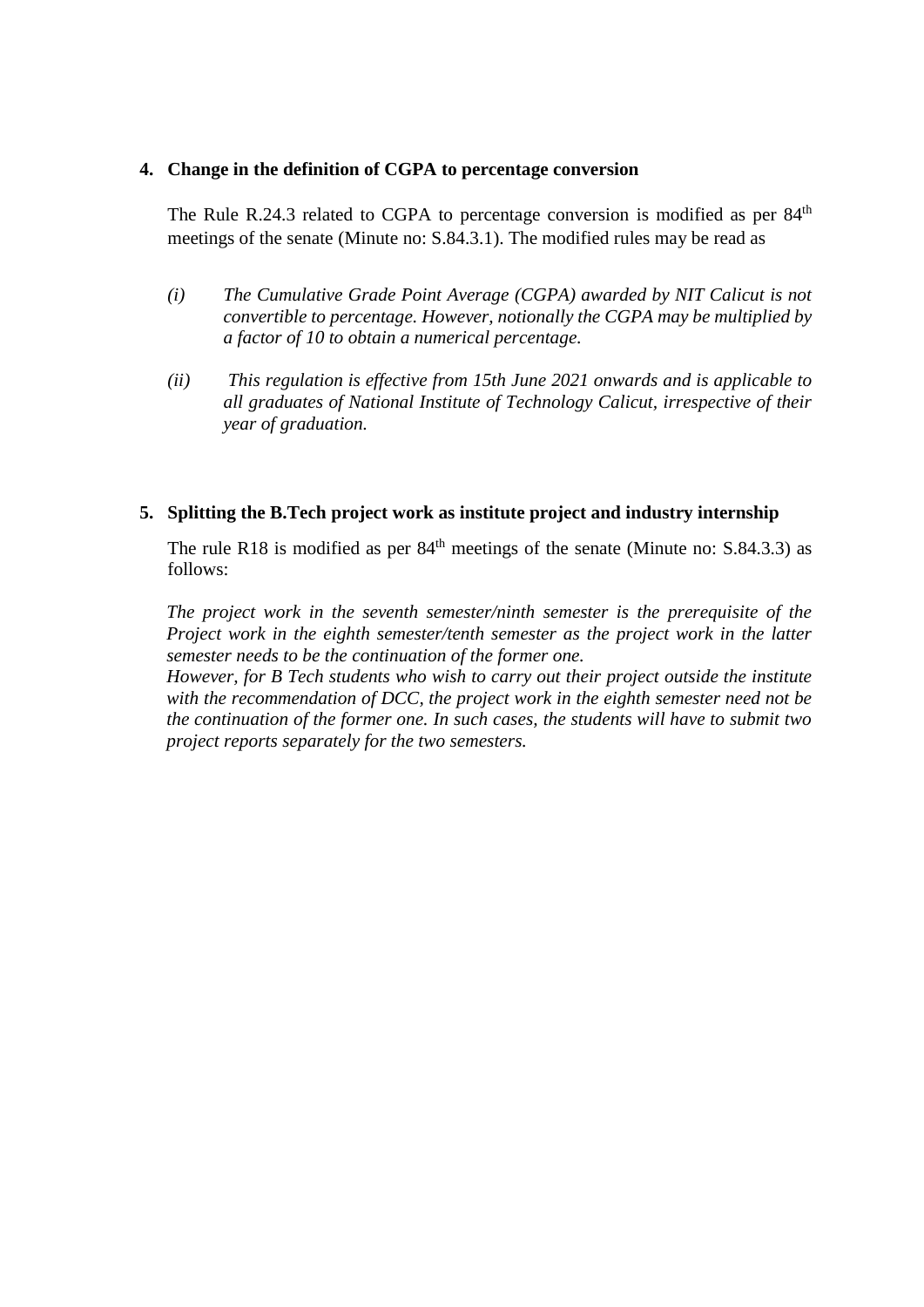**4. Change in the definition of CGPA to percentage conversion**

The Rule R.24.3 related to CGPA to percentage conversion is modified as per 84$^{th}$ meetings of the senate (Minute no: S.84.3.1). The modified rules may be read as

*(i) The Cumulative Grade Point Average (CGPA) awarded by NIT Calicut is not convertible to percentage. However, notionally the CGPA may be multiplied by a factor of 10 to obtain a numerical percentage.*

*(ii) This regulation is effective from 15th June 2021 onwards and is applicable to all graduates of National Institute of Technology Calicut, irrespective of their year of graduation.*

**5. Splitting the B.Tech project work as institute project and industry internship**

The rule R18 is modified as per 84$^{th}$ meetings of the senate (Minute no: S.84.3.3) as follows:

*The project work in the seventh semester/ninth semester is the prerequisite of the Project work in the eighth semester/tenth semester as the project work in the latter semester needs to be the continuation of the former one.*
*However, for B Tech students who wish to carry out their project outside the institute with the recommendation of DCC, the project work in the eighth semester need not be the continuation of the former one. In such cases, the students will have to submit two project reports separately for the two semesters.*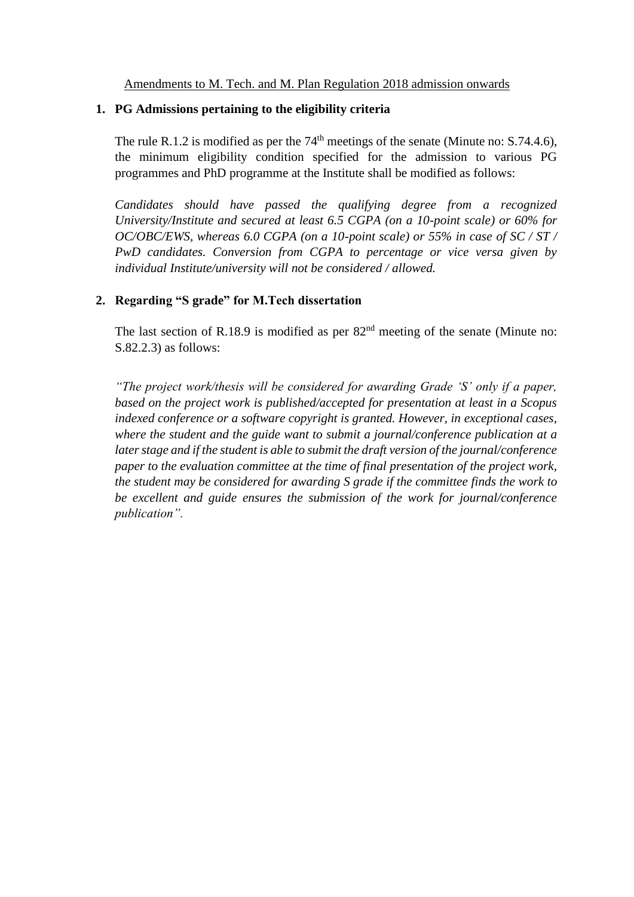<u>Amendments to M. Tech. and M. Plan Regulation 2018 admission onwards</u>

**1. PG Admissions pertaining to the eligibility criteria**

The rule R.1.2 is modified as per the 74th meetings of the senate (Minute no: S.74.4.6), the minimum eligibility condition specified for the admission to various PG programmes and PhD programme at the Institute shall be modified as follows:

*Candidates should have passed the qualifying degree from a recognized University/Institute and secured at least 6.5 CGPA (on a 10-point scale) or 60% for OC/OBC/EWS, whereas 6.0 CGPA (on a 10-point scale) or 55% in case of SC / ST / PwD candidates. Conversion from CGPA to percentage or vice versa given by individual Institute/university will not be considered / allowed.*

**2. Regarding "S grade" for M.Tech dissertation**

The last section of R.18.9 is modified as per 82nd meeting of the senate (Minute no: S.82.2.3) as follows:

*"The project work/thesis will be considered for awarding Grade 'S' only if a paper, based on the project work is published/accepted for presentation at least in a Scopus indexed conference or a software copyright is granted. However, in exceptional cases, where the student and the guide want to submit a journal/conference publication at a later stage and if the student is able to submit the draft version of the journal/conference paper to the evaluation committee at the time of final presentation of the project work, the student may be considered for awarding S grade if the committee finds the work to be excellent and guide ensures the submission of the work for journal/conference publication".*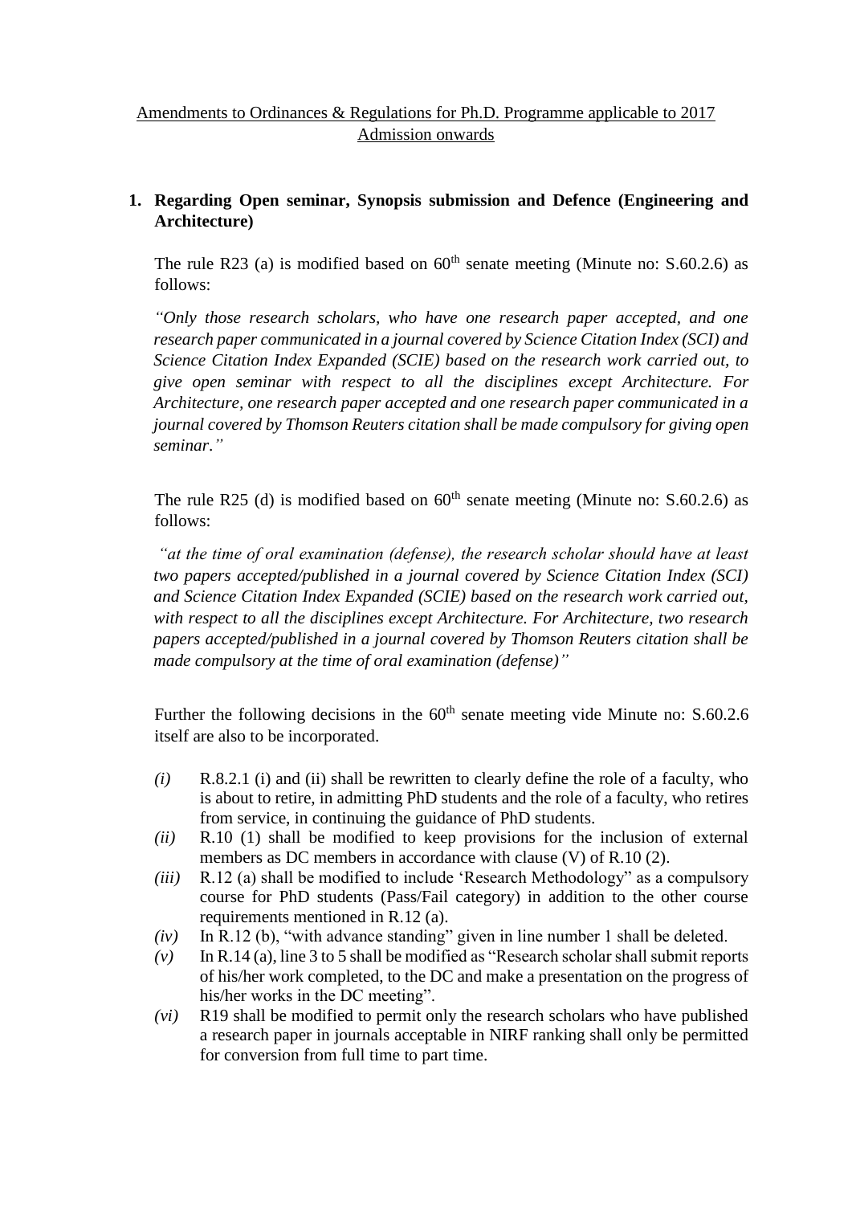<u>Amendments to Ordinances & Regulations for Ph.D. Programme applicable to 2017 Admission onwards</u>

**1. Regarding Open seminar, Synopsis submission and Defence (Engineering and Architecture)**

The rule R23 (a) is modified based on 60th senate meeting (Minute no: S.60.2.6) as follows:

*"Only those research scholars, who have one research paper accepted, and one research paper communicated in a journal covered by Science Citation Index (SCI) and Science Citation Index Expanded (SCIE) based on the research work carried out, to give open seminar with respect to all the disciplines except Architecture. For Architecture, one research paper accepted and one research paper communicated in a journal covered by Thomson Reuters citation shall be made compulsory for giving open seminar."*

The rule R25 (d) is modified based on 60th senate meeting (Minute no: S.60.2.6) as follows:

*"at the time of oral examination (defense), the research scholar should have at least two papers accepted/published in a journal covered by Science Citation Index (SCI) and Science Citation Index Expanded (SCIE) based on the research work carried out, with respect to all the disciplines except Architecture. For Architecture, two research papers accepted/published in a journal covered by Thomson Reuters citation shall be made compulsory at the time of oral examination (defense)"*

Further the following decisions in the 60th senate meeting vide Minute no: S.60.2.6 itself are also to be incorporated.

*(i)* R.8.2.1 (i) and (ii) shall be rewritten to clearly define the role of a faculty, who is about to retire, in admitting PhD students and the role of a faculty, who retires from service, in continuing the guidance of PhD students.

*(ii)* R.10 (1) shall be modified to keep provisions for the inclusion of external members as DC members in accordance with clause (V) of R.10 (2).

*(iii)* R.12 (a) shall be modified to include 'Research Methodology" as a compulsory course for PhD students (Pass/Fail category) in addition to the other course requirements mentioned in R.12 (a).

*(iv)* In R.12 (b), "with advance standing" given in line number 1 shall be deleted.

*(v)* In R.14 (a), line 3 to 5 shall be modified as "Research scholar shall submit reports of his/her work completed, to the DC and make a presentation on the progress of his/her works in the DC meeting".

*(vi)* R19 shall be modified to permit only the research scholars who have published a research paper in journals acceptable in NIRF ranking shall only be permitted for conversion from full time to part time.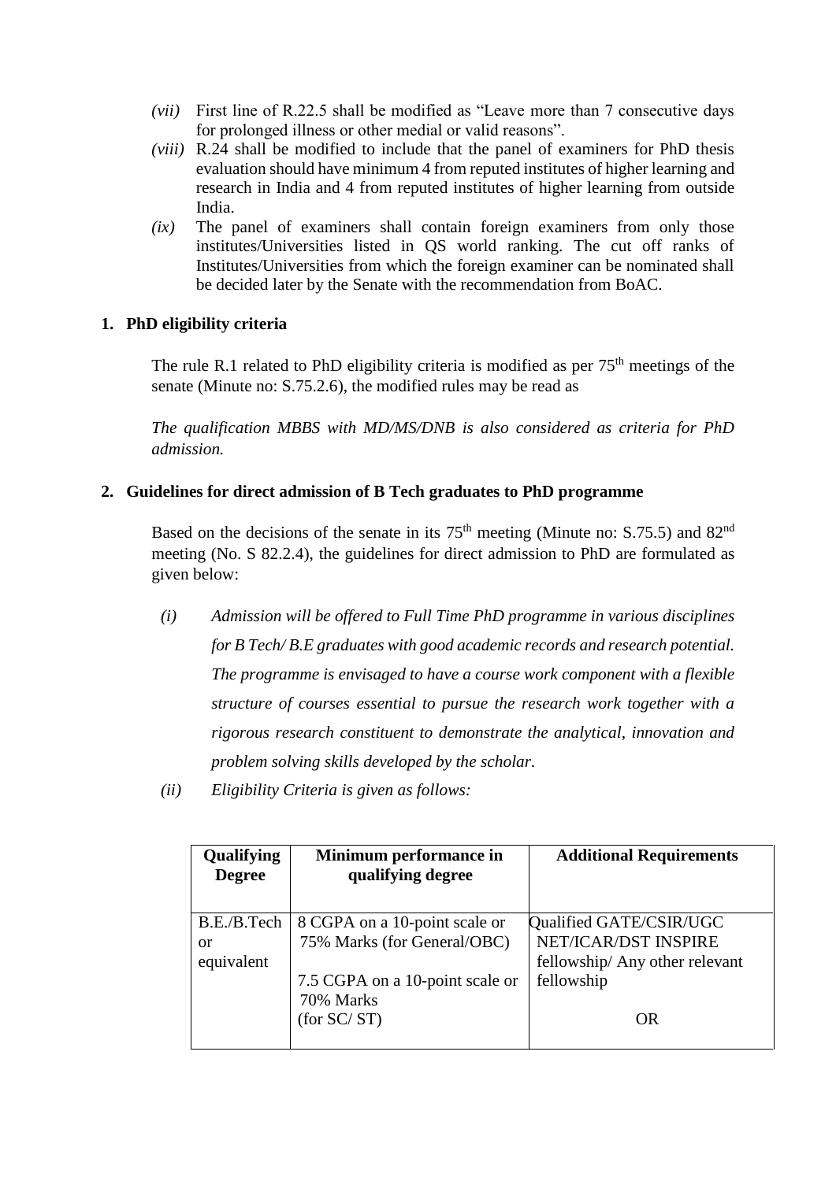*(vii)* First line of R.22.5 shall be modified as "Leave more than 7 consecutive days for prolonged illness or other medial or valid reasons".

*(viii)* R.24 shall be modified to include that the panel of examiners for PhD thesis evaluation should have minimum 4 from reputed institutes of higher learning and research in India and 4 from reputed institutes of higher learning from outside India.

*(ix)* The panel of examiners shall contain foreign examiners from only those institutes/Universities listed in QS world ranking. The cut off ranks of Institutes/Universities from which the foreign examiner can be nominated shall be decided later by the Senate with the recommendation from BoAC.

**1. PhD eligibility criteria**

The rule R.1 related to PhD eligibility criteria is modified as per 75th meetings of the senate (Minute no: S.75.2.6), the modified rules may be read as

*The qualification MBBS with MD/MS/DNB is also considered as criteria for PhD admission.*

**2. Guidelines for direct admission of B Tech graduates to PhD programme**

Based on the decisions of the senate in its 75th meeting (Minute no: S.75.5) and 82nd meeting (No. S 82.2.4), the guidelines for direct admission to PhD are formulated as given below:

*(i)* *Admission will be offered to Full Time PhD programme in various disciplines for B Tech/ B.E graduates with good academic records and research potential. The programme is envisaged to have a course work component with a flexible structure of courses essential to pursue the research work together with a rigorous research constituent to demonstrate the analytical, innovation and problem solving skills developed by the scholar.*

*(ii)* *Eligibility Criteria is given as follows:*

| Qualifying Degree | Minimum performance in qualifying degree | Additional Requirements |
|---|---|---|
| B.E./B.Tech or equivalent | 8 CGPA on a 10-point scale or 75% Marks (for General/OBC)<br><br>7.5 CGPA on a 10-point scale or 70% Marks (for SC/ ST) | Qualified GATE/CSIR/UGC NET/ICAR/DST INSPIRE fellowship/ Any other relevant fellowship<br><br>OR |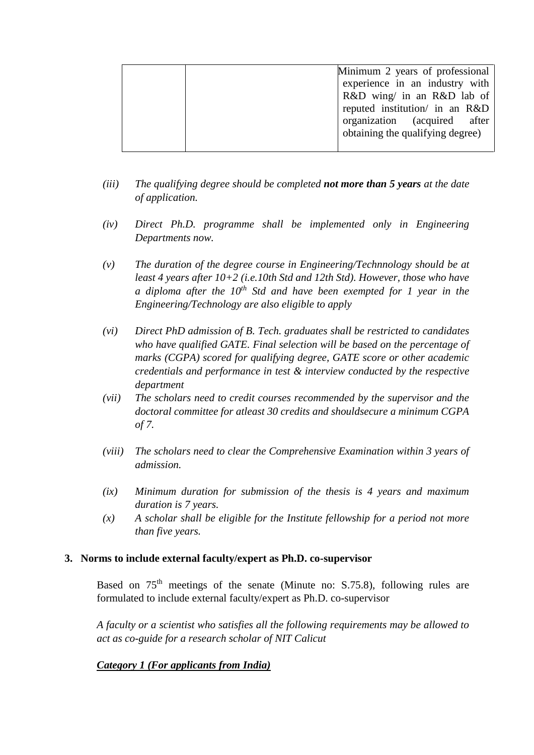| | | Minimum 2 years of professional experience in an industry with R&D wing/ in an R&D lab of reputed institution/ in an R&D organization (acquired after obtaining the qualifying degree) |
|---|---|---|

*(iii) The qualifying degree should be completed **not more than 5 years** at the date of application.*

*(iv) Direct Ph.D. programme shall be implemented only in Engineering Departments now.*

*(v) The duration of the degree course in Engineering/Technnology should be at least 4 years after 10+2 (i.e.10th Std and 12th Std). However, those who have a diploma after the 10th Std and have been exempted for 1 year in the Engineering/Technology are also eligible to apply*

*(vi) Direct PhD admission of B. Tech. graduates shall be restricted to candidates who have qualified GATE. Final selection will be based on the percentage of marks (CGPA) scored for qualifying degree, GATE score or other academic credentials and performance in test & interview conducted by the respective department*

*(vii) The scholars need to credit courses recommended by the supervisor and the doctoral committee for atleast 30 credits and shouldsecure a minimum CGPA of 7.*

*(viii) The scholars need to clear the Comprehensive Examination within 3 years of admission.*

*(ix) Minimum duration for submission of the thesis is 4 years and maximum duration is 7 years.*

*(x) A scholar shall be eligible for the Institute fellowship for a period not more than five years.*

## 3. Norms to include external faculty/expert as Ph.D. co-supervisor

Based on 75th meetings of the senate (Minute no: S.75.8), following rules are formulated to include external faculty/expert as Ph.D. co-supervisor

*A faculty or a scientist who satisfies all the following requirements may be allowed to act as co-guide for a research scholar of NIT Calicut*

***Category 1 (For applicants from India)***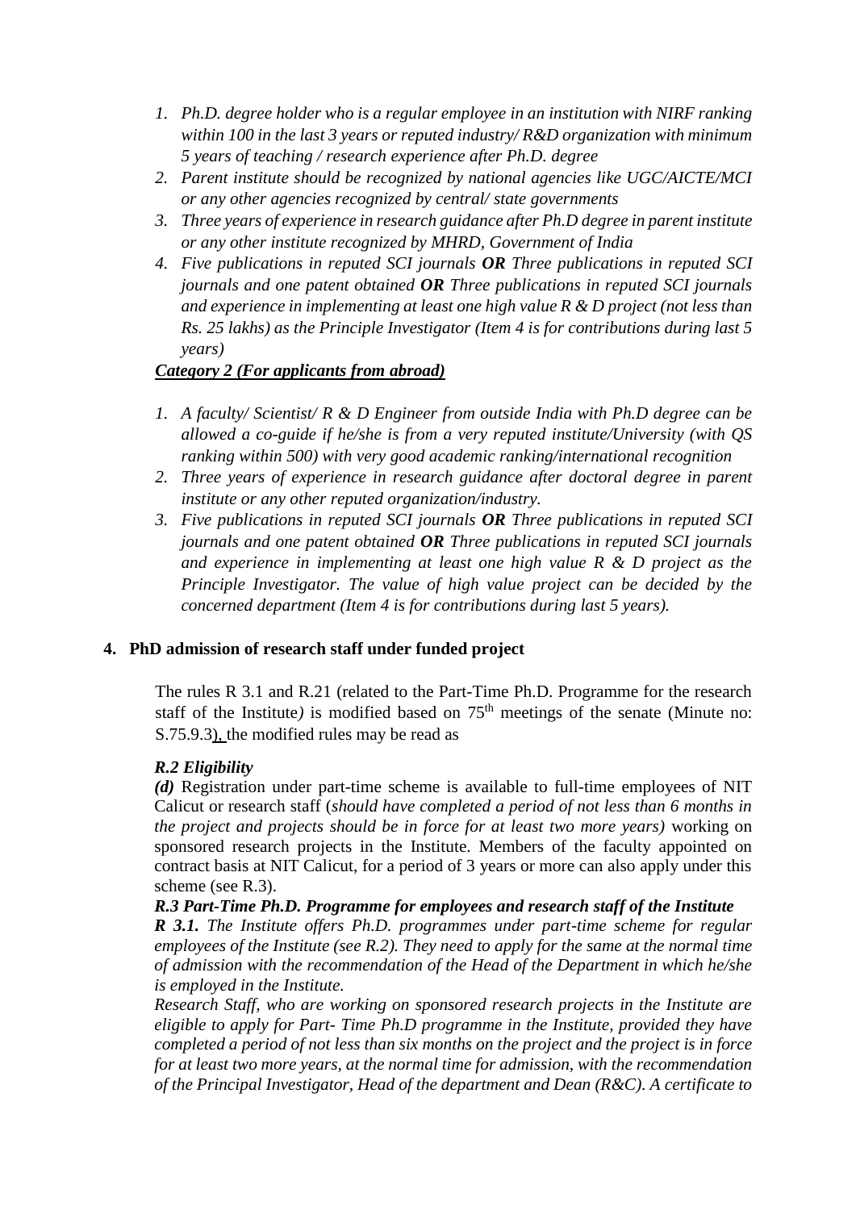1. *Ph.D. degree holder who is a regular employee in an institution with NIRF ranking within 100 in the last 3 years or reputed industry/ R&D organization with minimum 5 years of teaching / research experience after Ph.D. degree*
2. *Parent institute should be recognized by national agencies like UGC/AICTE/MCI or any other agencies recognized by central/ state governments*
3. *Three years of experience in research guidance after Ph.D degree in parent institute or any other institute recognized by MHRD, Government of India*
4. *Five publications in reputed SCI journals **OR** Three publications in reputed SCI journals and one patent obtained **OR** Three publications in reputed SCI journals and experience in implementing at least one high value R & D project (not less than Rs. 25 lakhs) as the Principle Investigator (Item 4 is for contributions during last 5 years)*

***<u>Category 2 (For applicants from abroad)</u>***

1. *A faculty/ Scientist/ R & D Engineer from outside India with Ph.D degree can be allowed a co-guide if he/she is from a very reputed institute/University (with QS ranking within 500) with very good academic ranking/international recognition*
2. *Three years of experience in research guidance after doctoral degree in parent institute or any other reputed organization/industry.*
3. *Five publications in reputed SCI journals **OR** Three publications in reputed SCI journals and one patent obtained **OR** Three publications in reputed SCI journals and experience in implementing at least one high value R & D project as the Principle Investigator. The value of high value project can be decided by the concerned department (Item 4 is for contributions during last 5 years).*

## 4. PhD admission of research staff under funded project

The rules R 3.1 and R.21 (related to the Part-Time Ph.D. Programme for the research staff of the Institute*)* is modified based on 75th meetings of the senate (Minute no: S.75.9.3), the modified rules may be read as

***R.2 Eligibility***

***(d)*** Registration under part-time scheme is available to full-time employees of NIT Calicut or research staff (*should have completed a period of not less than 6 months in the project and projects should be in force for at least two more years)* working on sponsored research projects in the Institute. Members of the faculty appointed on contract basis at NIT Calicut, for a period of 3 years or more can also apply under this scheme (see R.3).

***R.3 Part-Time Ph.D. Programme for employees and research staff of the Institute***

***R 3.1.*** *The Institute offers Ph.D. programmes under part-time scheme for regular employees of the Institute (see R.2). They need to apply for the same at the normal time of admission with the recommendation of the Head of the Department in which he/she is employed in the Institute.*

*Research Staff, who are working on sponsored research projects in the Institute are eligible to apply for Part- Time Ph.D programme in the Institute, provided they have completed a period of not less than six months on the project and the project is in force for at least two more years, at the normal time for admission, with the recommendation of the Principal Investigator, Head of the department and Dean (R&C). A certificate to*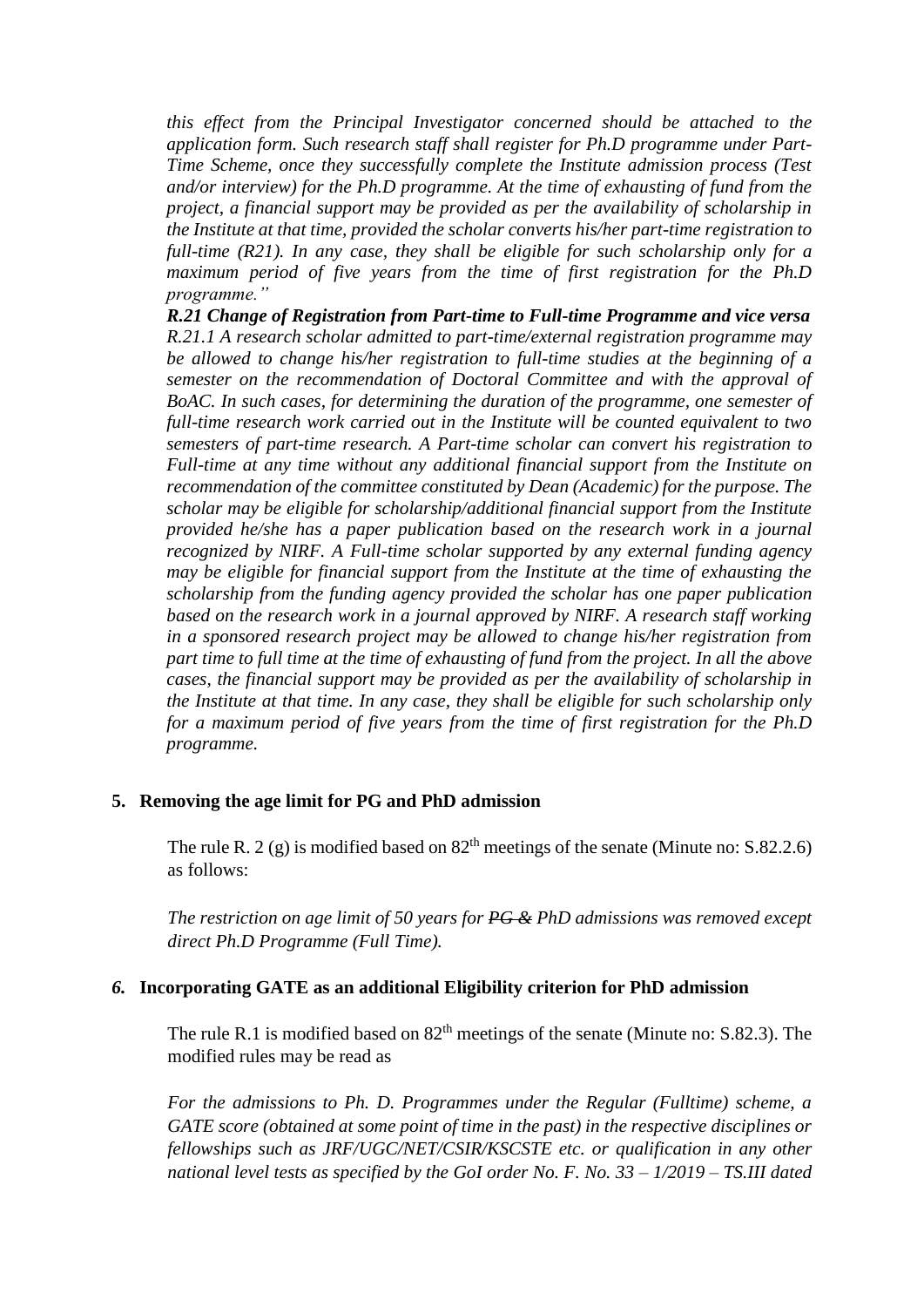*this effect from the Principal Investigator concerned should be attached to the application form. Such research staff shall register for Ph.D programme under Part-Time Scheme, once they successfully complete the Institute admission process (Test and/or interview) for the Ph.D programme. At the time of exhausting of fund from the project, a financial support may be provided as per the availability of scholarship in the Institute at that time, provided the scholar converts his/her part-time registration to full-time (R21). In any case, they shall be eligible for such scholarship only for a maximum period of five years from the time of first registration for the Ph.D programme."*

***R.21 Change of Registration from Part-time to Full-time Programme and vice versa***

*R.21.1 A research scholar admitted to part-time/external registration programme may be allowed to change his/her registration to full-time studies at the beginning of a semester on the recommendation of Doctoral Committee and with the approval of BoAC. In such cases, for determining the duration of the programme, one semester of full-time research work carried out in the Institute will be counted equivalent to two semesters of part-time research. A Part-time scholar can convert his registration to Full-time at any time without any additional financial support from the Institute on recommendation of the committee constituted by Dean (Academic) for the purpose. The scholar may be eligible for scholarship/additional financial support from the Institute provided he/she has a paper publication based on the research work in a journal recognized by NIRF. A Full-time scholar supported by any external funding agency may be eligible for financial support from the Institute at the time of exhausting the scholarship from the funding agency provided the scholar has one paper publication based on the research work in a journal approved by NIRF. A research staff working in a sponsored research project may be allowed to change his/her registration from part time to full time at the time of exhausting of fund from the project. In all the above cases, the financial support may be provided as per the availability of scholarship in the Institute at that time. In any case, they shall be eligible for such scholarship only for a maximum period of five years from the time of first registration for the Ph.D programme.*

## 5. Removing the age limit for PG and PhD admission

The rule R. 2 (g) is modified based on 82[th] meetings of the senate (Minute no: S.82.2.6) as follows:

*The restriction on age limit of 50 years for ~~PG &~~ PhD admissions was removed except direct Ph.D Programme (Full Time).*

## *6.* Incorporating GATE as an additional Eligibility criterion for PhD admission

The rule R.1 is modified based on 82[th] meetings of the senate (Minute no: S.82.3). The modified rules may be read as

*For the admissions to Ph. D. Programmes under the Regular (Fulltime) scheme, a GATE score (obtained at some point of time in the past) in the respective disciplines or fellowships such as JRF/UGC/NET/CSIR/KSCSTE etc. or qualification in any other national level tests as specified by the GoI order No. F. No. 33 – 1/2019 – TS.III dated*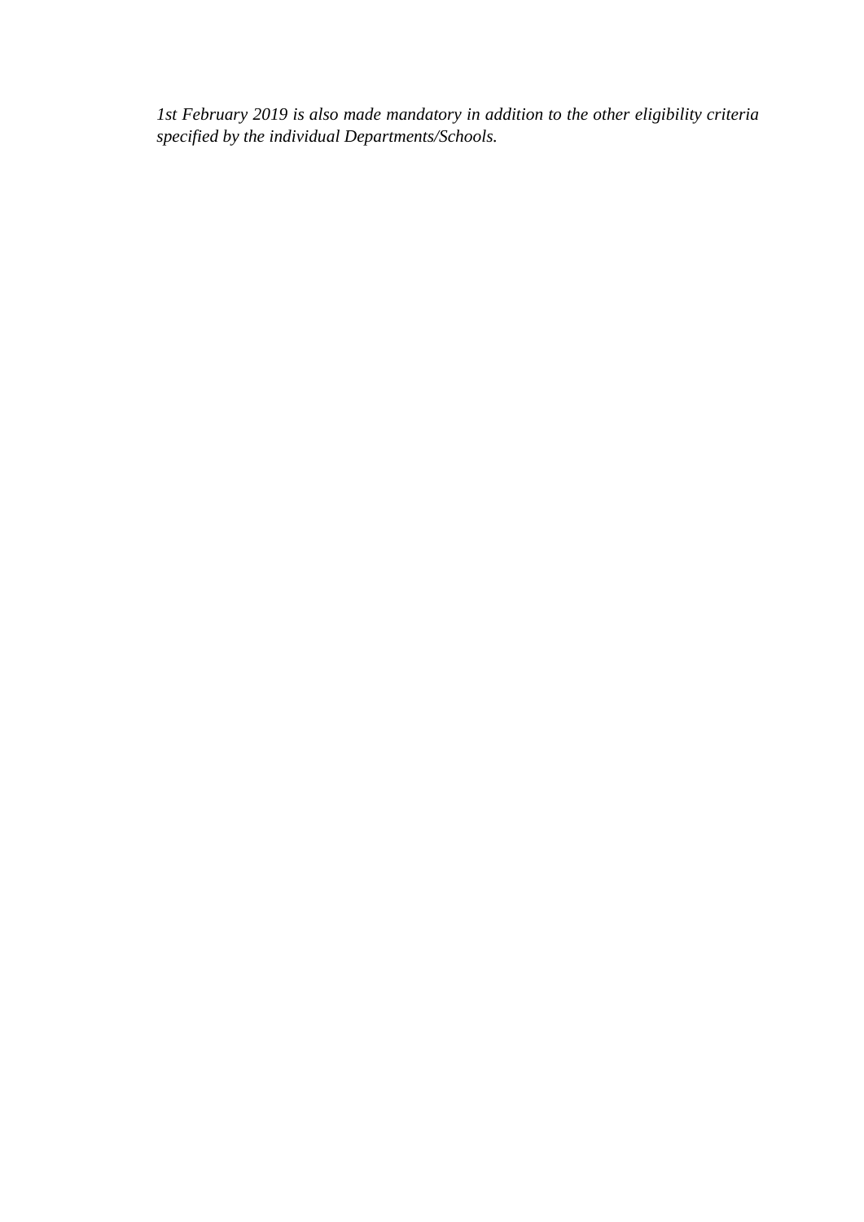*1st February 2019 is also made mandatory in addition to the other eligibility criteria specified by the individual Departments/Schools.*